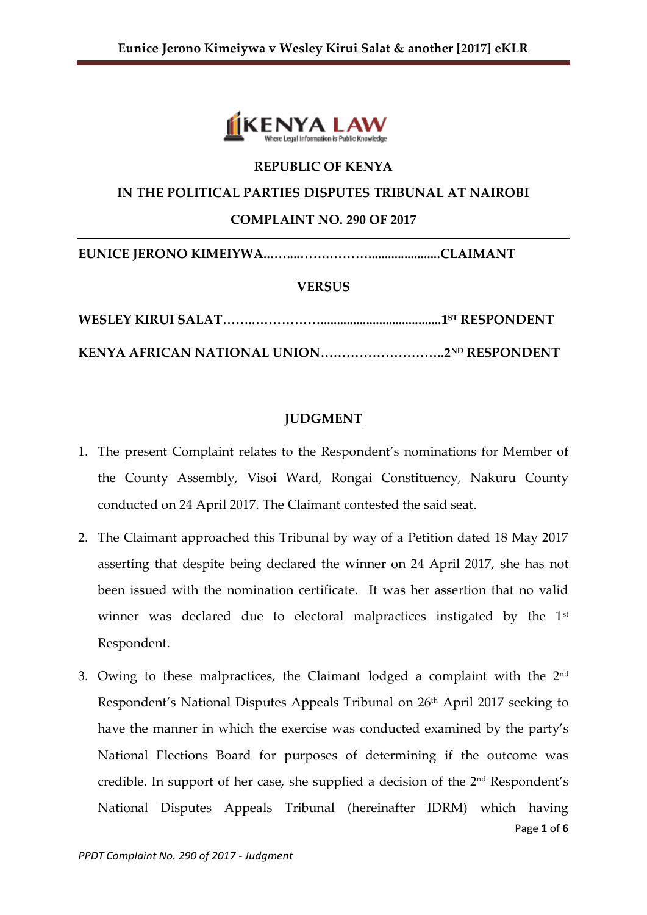**REPUBLIC OF KENYA**

**IN THE POLITICAL PARTIES DISPUTES TRIBUNAL AT NAIROBI**

**COMPLAINT NO. 290 OF 2017**

---

**EUNICE JERONO KIMEIYWA...…....…….………......................CLAIMANT**

**VERSUS**

**WESLEY KIRUI SALAT……..……………......................................1ST RESPONDENT**

**KENYA AFRICAN NATIONAL UNION………………………..2ND RESPONDENT**

## JUDGMENT

1. The present Complaint relates to the Respondent's nominations for Member of the County Assembly, Visoi Ward, Rongai Constituency, Nakuru County conducted on 24 April 2017. The Claimant contested the said seat.

2. The Claimant approached this Tribunal by way of a Petition dated 18 May 2017 asserting that despite being declared the winner on 24 April 2017, she has not been issued with the nomination certificate. It was her assertion that no valid winner was declared due to electoral malpractices instigated by the 1st Respondent.

3. Owing to these malpractices, the Claimant lodged a complaint with the 2nd Respondent's National Disputes Appeals Tribunal on 26th April 2017 seeking to have the manner in which the exercise was conducted examined by the party's National Elections Board for purposes of determining if the outcome was credible. In support of her case, she supplied a decision of the 2nd Respondent's National Disputes Appeals Tribunal (hereinafter IDRM) which having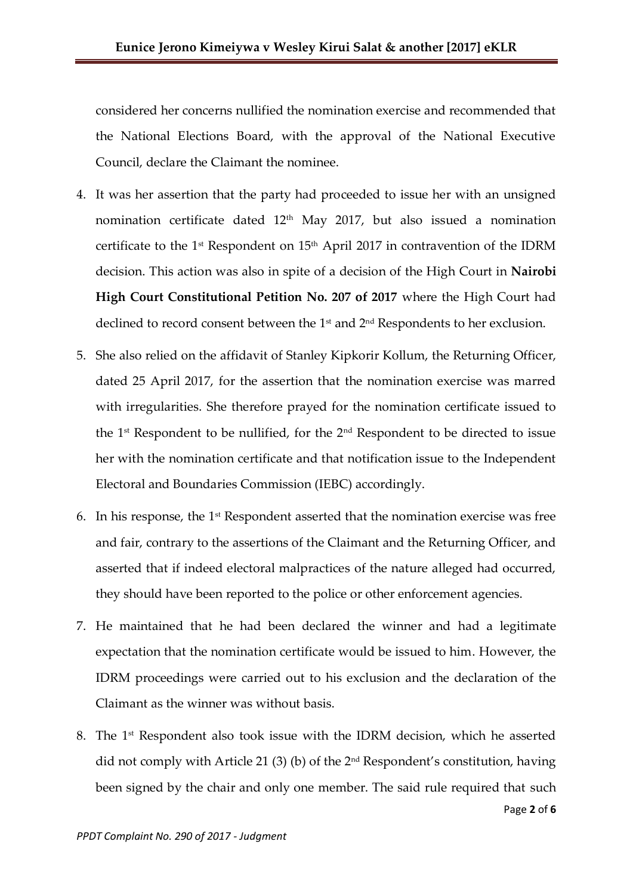considered her concerns nullified the nomination exercise and recommended that the National Elections Board, with the approval of the National Executive Council, declare the Claimant the nominee.

4. It was her assertion that the party had proceeded to issue her with an unsigned nomination certificate dated 12th May 2017, but also issued a nomination certificate to the 1st Respondent on 15th April 2017 in contravention of the IDRM decision. This action was also in spite of a decision of the High Court in **Nairobi High Court Constitutional Petition No. 207 of 2017** where the High Court had declined to record consent between the 1st and 2nd Respondents to her exclusion.

5. She also relied on the affidavit of Stanley Kipkorir Kollum, the Returning Officer, dated 25 April 2017, for the assertion that the nomination exercise was marred with irregularities. She therefore prayed for the nomination certificate issued to the 1st Respondent to be nullified, for the 2nd Respondent to be directed to issue her with the nomination certificate and that notification issue to the Independent Electoral and Boundaries Commission (IEBC) accordingly.

6. In his response, the 1st Respondent asserted that the nomination exercise was free and fair, contrary to the assertions of the Claimant and the Returning Officer, and asserted that if indeed electoral malpractices of the nature alleged had occurred, they should have been reported to the police or other enforcement agencies.

7. He maintained that he had been declared the winner and had a legitimate expectation that the nomination certificate would be issued to him. However, the IDRM proceedings were carried out to his exclusion and the declaration of the Claimant as the winner was without basis.

8. The 1st Respondent also took issue with the IDRM decision, which he asserted did not comply with Article 21 (3) (b) of the 2nd Respondent's constitution, having been signed by the chair and only one member. The said rule required that such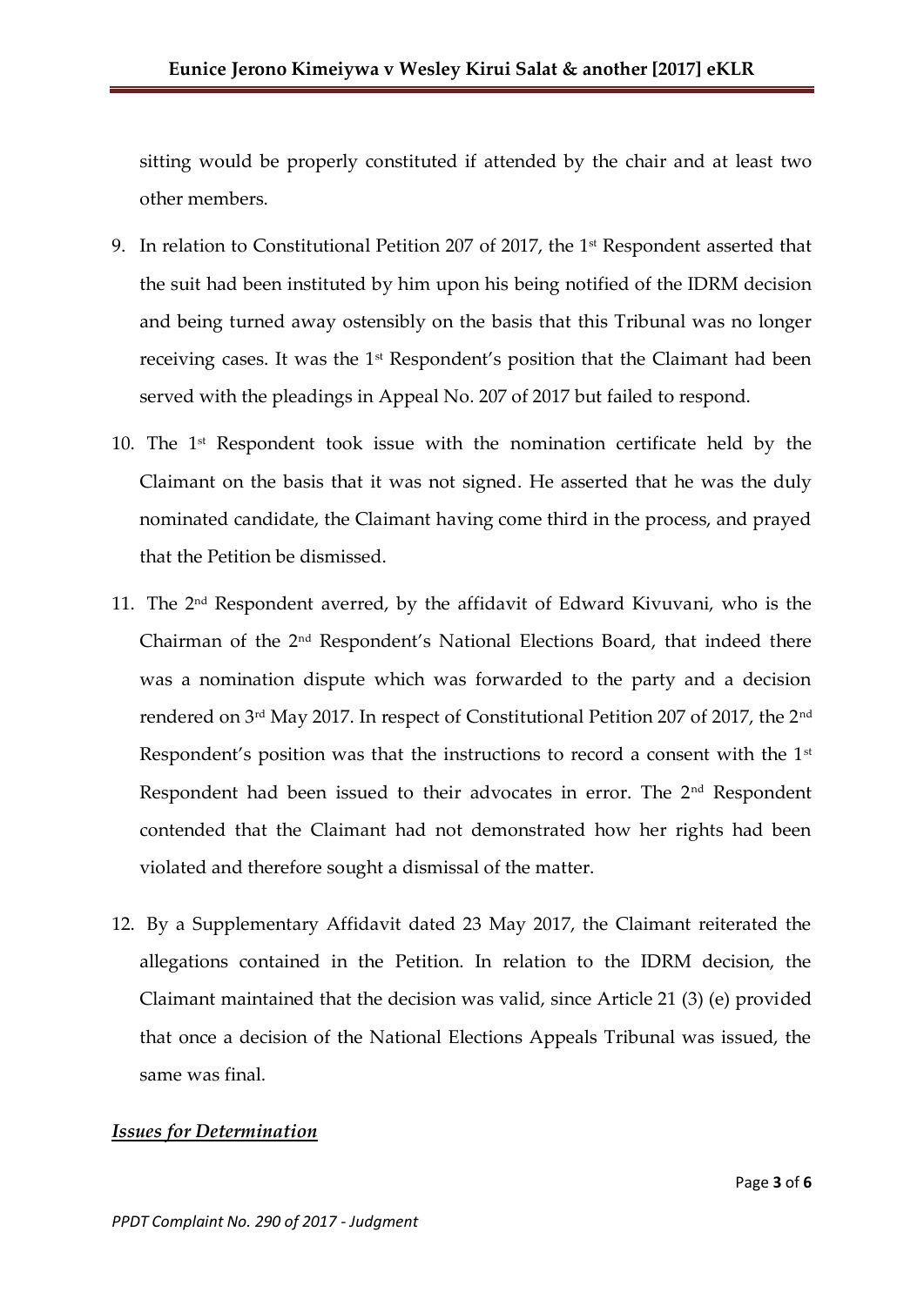sitting would be properly constituted if attended by the chair and at least two other members.

9. In relation to Constitutional Petition 207 of 2017, the 1st Respondent asserted that the suit had been instituted by him upon his being notified of the IDRM decision and being turned away ostensibly on the basis that this Tribunal was no longer receiving cases. It was the 1st Respondent's position that the Claimant had been served with the pleadings in Appeal No. 207 of 2017 but failed to respond.

10. The 1st Respondent took issue with the nomination certificate held by the Claimant on the basis that it was not signed. He asserted that he was the duly nominated candidate, the Claimant having come third in the process, and prayed that the Petition be dismissed.

11. The 2nd Respondent averred, by the affidavit of Edward Kivuvani, who is the Chairman of the 2nd Respondent's National Elections Board, that indeed there was a nomination dispute which was forwarded to the party and a decision rendered on 3rd May 2017. In respect of Constitutional Petition 207 of 2017, the 2nd Respondent's position was that the instructions to record a consent with the 1st Respondent had been issued to their advocates in error. The 2nd Respondent contended that the Claimant had not demonstrated how her rights had been violated and therefore sought a dismissal of the matter.

12. By a Supplementary Affidavit dated 23 May 2017, the Claimant reiterated the allegations contained in the Petition. In relation to the IDRM decision, the Claimant maintained that the decision was valid, since Article 21 (3) (e) provided that once a decision of the National Elections Appeals Tribunal was issued, the same was final.

***Issues for Determination***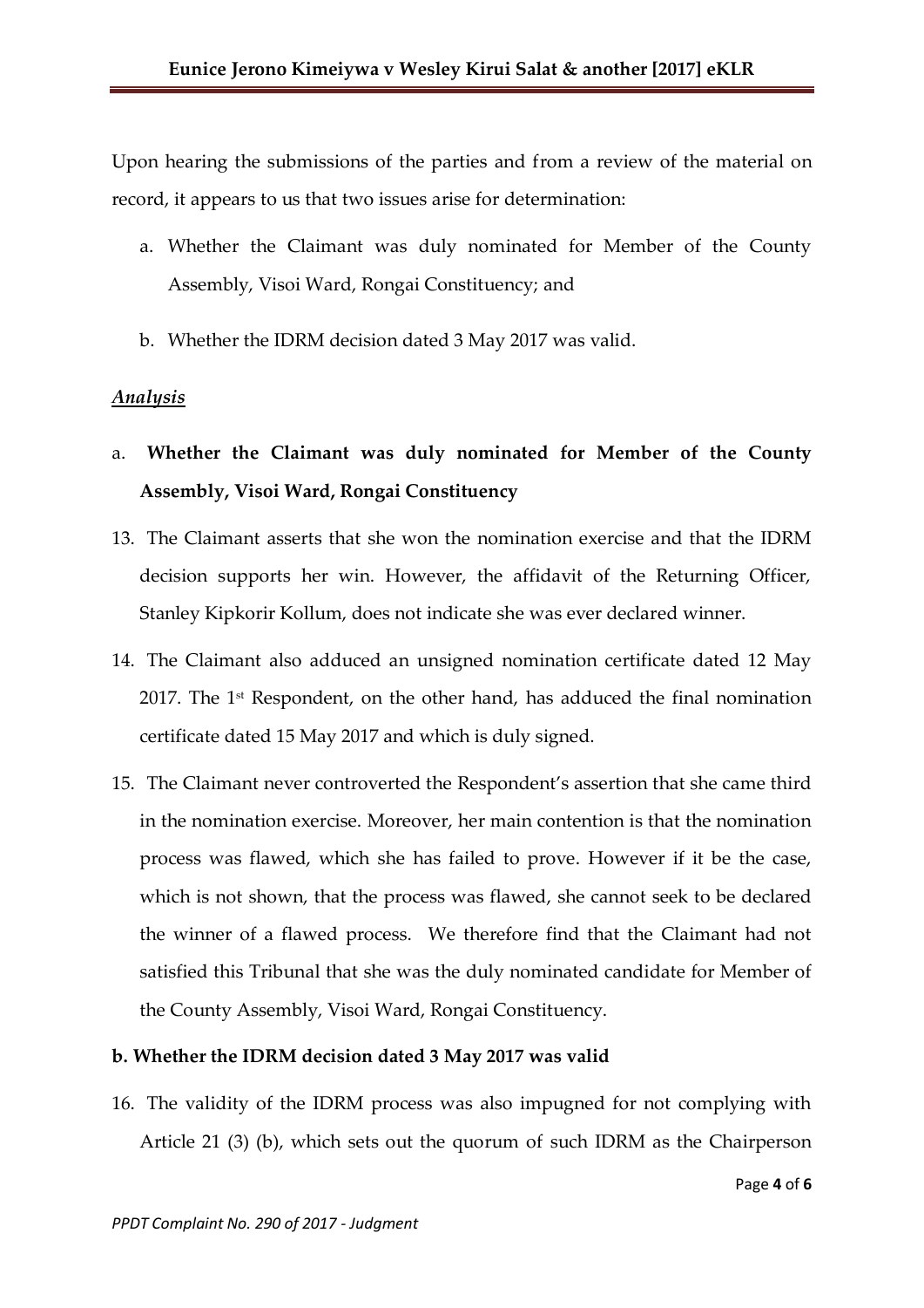Upon hearing the submissions of the parties and from a review of the material on record, it appears to us that two issues arise for determination:

a. Whether the Claimant was duly nominated for Member of the County Assembly, Visoi Ward, Rongai Constituency; and

b. Whether the IDRM decision dated 3 May 2017 was valid.

***Analysis***

a. **Whether the Claimant was duly nominated for Member of the County Assembly, Visoi Ward, Rongai Constituency**

13. The Claimant asserts that she won the nomination exercise and that the IDRM decision supports her win. However, the affidavit of the Returning Officer, Stanley Kipkorir Kollum, does not indicate she was ever declared winner.

14. The Claimant also adduced an unsigned nomination certificate dated 12 May 2017. The 1st Respondent, on the other hand, has adduced the final nomination certificate dated 15 May 2017 and which is duly signed.

15. The Claimant never controverted the Respondent's assertion that she came third in the nomination exercise. Moreover, her main contention is that the nomination process was flawed, which she has failed to prove. However if it be the case, which is not shown, that the process was flawed, she cannot seek to be declared the winner of a flawed process. We therefore find that the Claimant had not satisfied this Tribunal that she was the duly nominated candidate for Member of the County Assembly, Visoi Ward, Rongai Constituency.

**b. Whether the IDRM decision dated 3 May 2017 was valid**

16. The validity of the IDRM process was also impugned for not complying with Article 21 (3) (b), which sets out the quorum of such IDRM as the Chairperson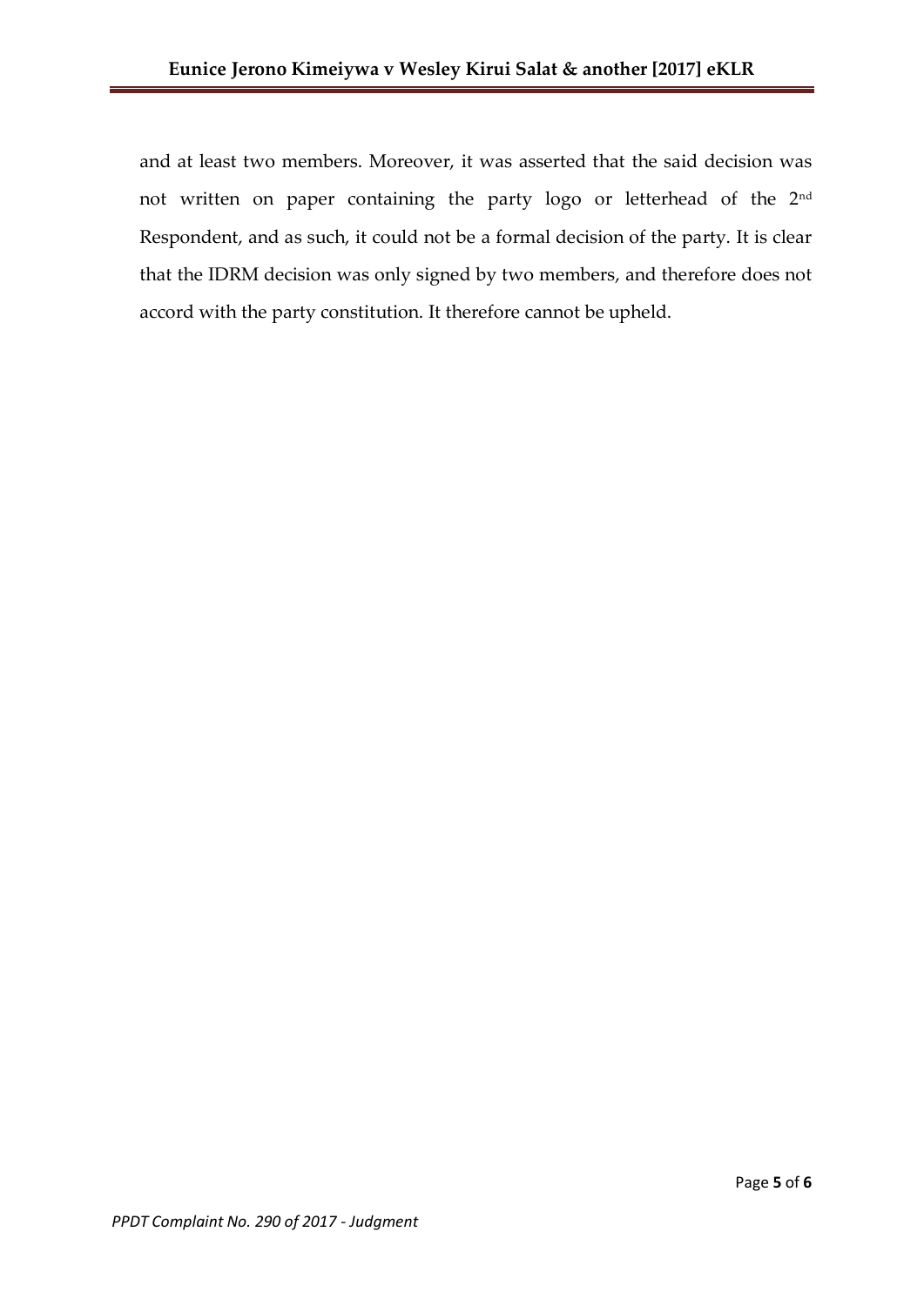and at least two members. Moreover, it was asserted that the said decision was not written on paper containing the party logo or letterhead of the 2nd Respondent, and as such, it could not be a formal decision of the party. It is clear that the IDRM decision was only signed by two members, and therefore does not accord with the party constitution. It therefore cannot be upheld.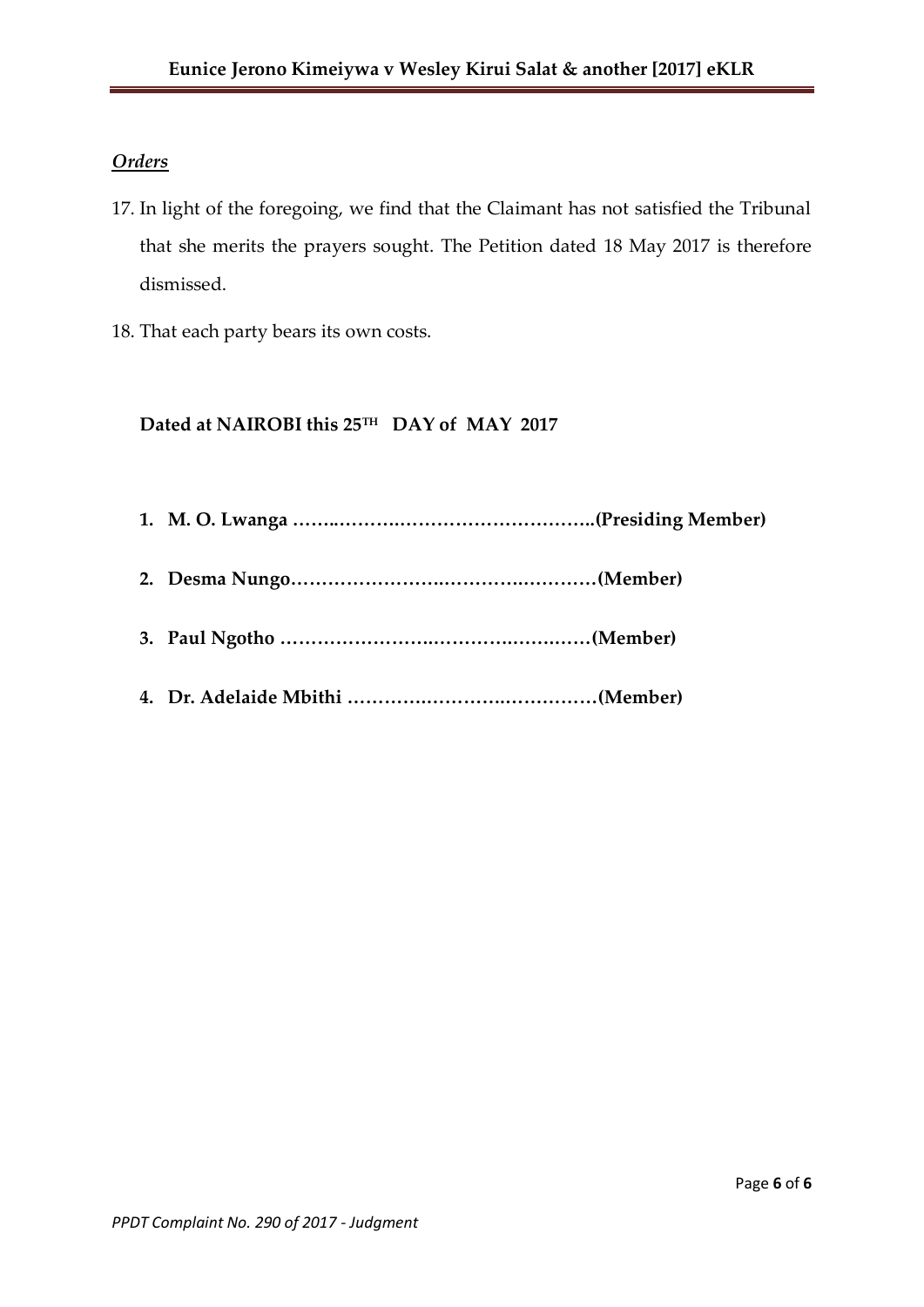***Orders***

17. In light of the foregoing, we find that the Claimant has not satisfied the Tribunal that she merits the prayers sought. The Petition dated 18 May 2017 is therefore dismissed.

18. That each party bears its own costs.

**Dated at NAIROBI this 25TH DAY of MAY 2017**

1. **M. O. Lwanga ……..……….…………………………..(Presiding Member)**
2. **Desma Nungo…………………..……….….………(Member)**
3. **Paul Ngotho ………………….…………..…….……(Member)**
4. **Dr. Adelaide Mbithi …………….…………..……………(Member)**